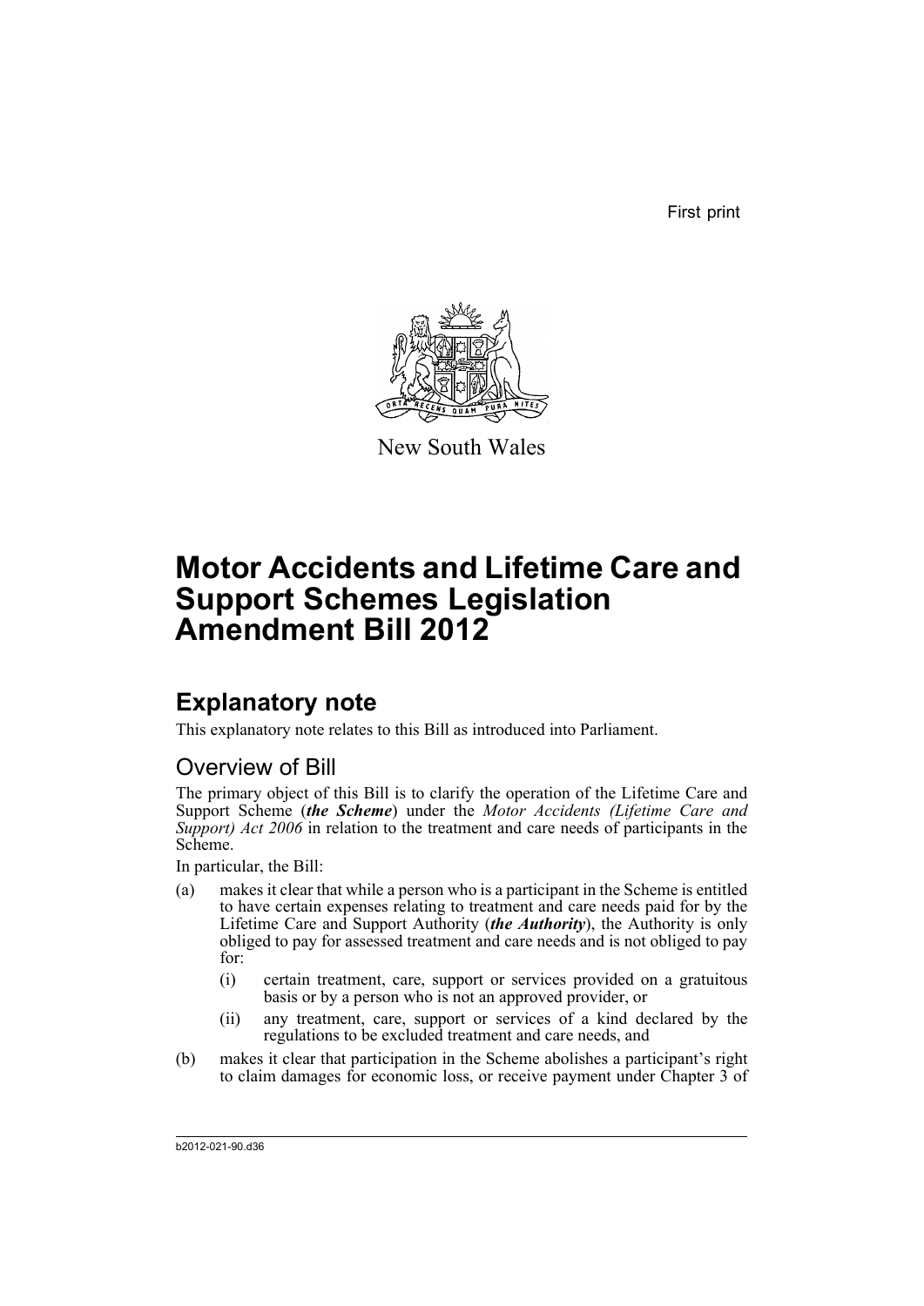First print

New South Wales

# Motor Accidents and Lifetime Care and Support Schemes Legislation Amendment Bill 2012

## Explanatory note

This explanatory note relates to this Bill as introduced into Parliament.

### Overview of Bill

The primary object of this Bill is to clarify the operation of the Lifetime Care and Support Scheme (***the Scheme***) under the *Motor Accidents (Lifetime Care and Support) Act 2006* in relation to the treatment and care needs of participants in the Scheme.

In particular, the Bill:

(a) makes it clear that while a person who is a participant in the Scheme is entitled to have certain expenses relating to treatment and care needs paid for by the Lifetime Care and Support Authority (***the Authority***), the Authority is only obliged to pay for assessed treatment and care needs and is not obliged to pay for:

- (i) certain treatment, care, support or services provided on a gratuitous basis or by a person who is not an approved provider, or
- (ii) any treatment, care, support or services of a kind declared by the regulations to be excluded treatment and care needs, and

(b) makes it clear that participation in the Scheme abolishes a participant's right to claim damages for economic loss, or receive payment under Chapter 3 of

b2012-021-90.d36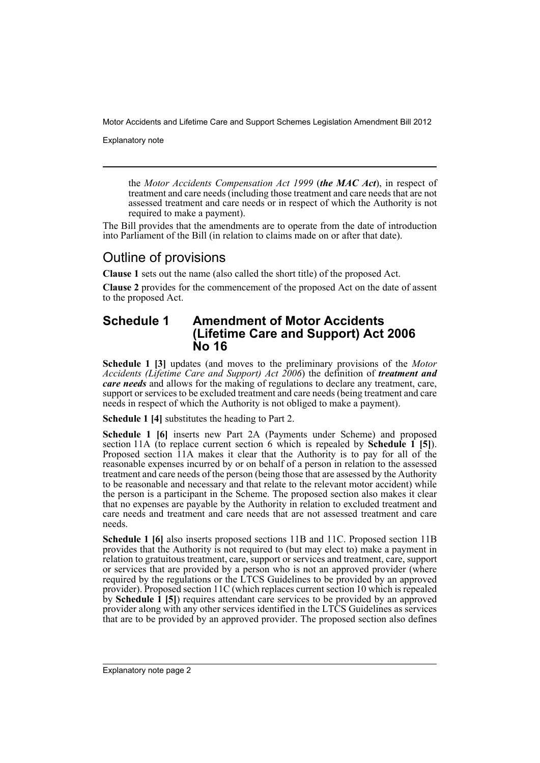the *Motor Accidents Compensation Act 1999* (***the MAC Act***), in respect of treatment and care needs (including those treatment and care needs that are not assessed treatment and care needs or in respect of which the Authority is not required to make a payment).

The Bill provides that the amendments are to operate from the date of introduction into Parliament of the Bill (in relation to claims made on or after that date).

## Outline of provisions

**Clause 1** sets out the name (also called the short title) of the proposed Act.

**Clause 2** provides for the commencement of the proposed Act on the date of assent to the proposed Act.

## Schedule 1 Amendment of Motor Accidents (Lifetime Care and Support) Act 2006 No 16

**Schedule 1 [3]** updates (and moves to the preliminary provisions of the *Motor Accidents (Lifetime Care and Support) Act 2006*) the definition of ***treatment and care needs*** and allows for the making of regulations to declare any treatment, care, support or services to be excluded treatment and care needs (being treatment and care needs in respect of which the Authority is not obliged to make a payment).

**Schedule 1 [4]** substitutes the heading to Part 2.

**Schedule 1 [6]** inserts new Part 2A (Payments under Scheme) and proposed section 11A (to replace current section 6 which is repealed by **Schedule 1 [5]**). Proposed section 11A makes it clear that the Authority is to pay for all of the reasonable expenses incurred by or on behalf of a person in relation to the assessed treatment and care needs of the person (being those that are assessed by the Authority to be reasonable and necessary and that relate to the relevant motor accident) while the person is a participant in the Scheme. The proposed section also makes it clear that no expenses are payable by the Authority in relation to excluded treatment and care needs and treatment and care needs that are not assessed treatment and care needs.

**Schedule 1 [6]** also inserts proposed sections 11B and 11C. Proposed section 11B provides that the Authority is not required to (but may elect to) make a payment in relation to gratuitous treatment, care, support or services and treatment, care, support or services that are provided by a person who is not an approved provider (where required by the regulations or the LTCS Guidelines to be provided by an approved provider). Proposed section 11C (which replaces current section 10 which is repealed by **Schedule 1 [5]**) requires attendant care services to be provided by an approved provider along with any other services identified in the LTCS Guidelines as services that are to be provided by an approved provider. The proposed section also defines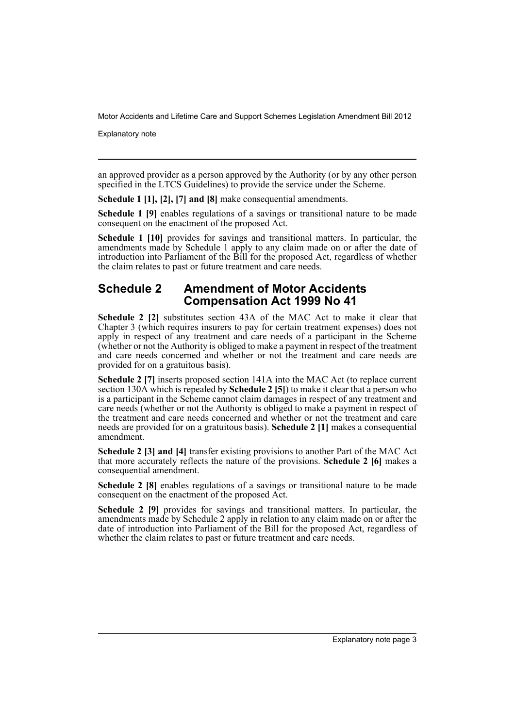an approved provider as a person approved by the Authority (or by any other person specified in the LTCS Guidelines) to provide the service under the Scheme.

**Schedule 1 [1], [2], [7] and [8]** make consequential amendments.

**Schedule 1 [9]** enables regulations of a savings or transitional nature to be made consequent on the enactment of the proposed Act.

**Schedule 1 [10]** provides for savings and transitional matters. In particular, the amendments made by Schedule 1 apply to any claim made on or after the date of introduction into Parliament of the Bill for the proposed Act, regardless of whether the claim relates to past or future treatment and care needs.

## Schedule 2 Amendment of Motor Accidents Compensation Act 1999 No 41

**Schedule 2 [2]** substitutes section 43A of the MAC Act to make it clear that Chapter 3 (which requires insurers to pay for certain treatment expenses) does not apply in respect of any treatment and care needs of a participant in the Scheme (whether or not the Authority is obliged to make a payment in respect of the treatment and care needs concerned and whether or not the treatment and care needs are provided for on a gratuitous basis).

**Schedule 2 [7]** inserts proposed section 141A into the MAC Act (to replace current section 130A which is repealed by **Schedule 2 [5]**) to make it clear that a person who is a participant in the Scheme cannot claim damages in respect of any treatment and care needs (whether or not the Authority is obliged to make a payment in respect of the treatment and care needs concerned and whether or not the treatment and care needs are provided for on a gratuitous basis). **Schedule 2 [1]** makes a consequential amendment.

**Schedule 2 [3] and [4]** transfer existing provisions to another Part of the MAC Act that more accurately reflects the nature of the provisions. **Schedule 2 [6]** makes a consequential amendment.

**Schedule 2 [8]** enables regulations of a savings or transitional nature to be made consequent on the enactment of the proposed Act.

**Schedule 2 [9]** provides for savings and transitional matters. In particular, the amendments made by Schedule 2 apply in relation to any claim made on or after the date of introduction into Parliament of the Bill for the proposed Act, regardless of whether the claim relates to past or future treatment and care needs.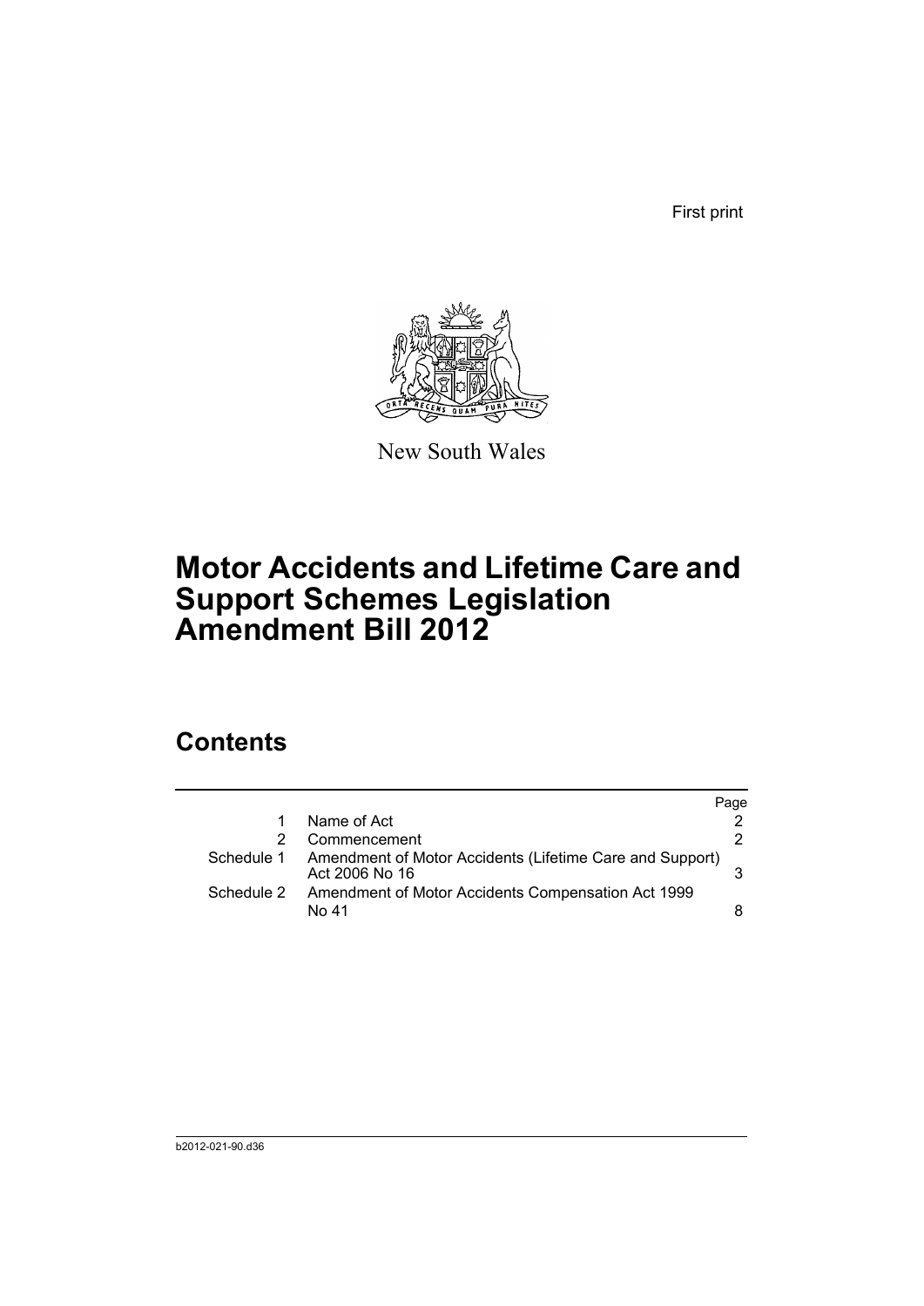First print

New South Wales

# Motor Accidents and Lifetime Care and Support Schemes Legislation Amendment Bill 2012

## Contents

| | | Page |
|---|---|---|
| 1 | Name of Act | 2 |
| 2 | Commencement | 2 |
| Schedule 1 | Amendment of Motor Accidents (Lifetime Care and Support) Act 2006 No 16 | 3 |
| Schedule 2 | Amendment of Motor Accidents Compensation Act 1999 No 41 | 8 |

b2012-021-90.d36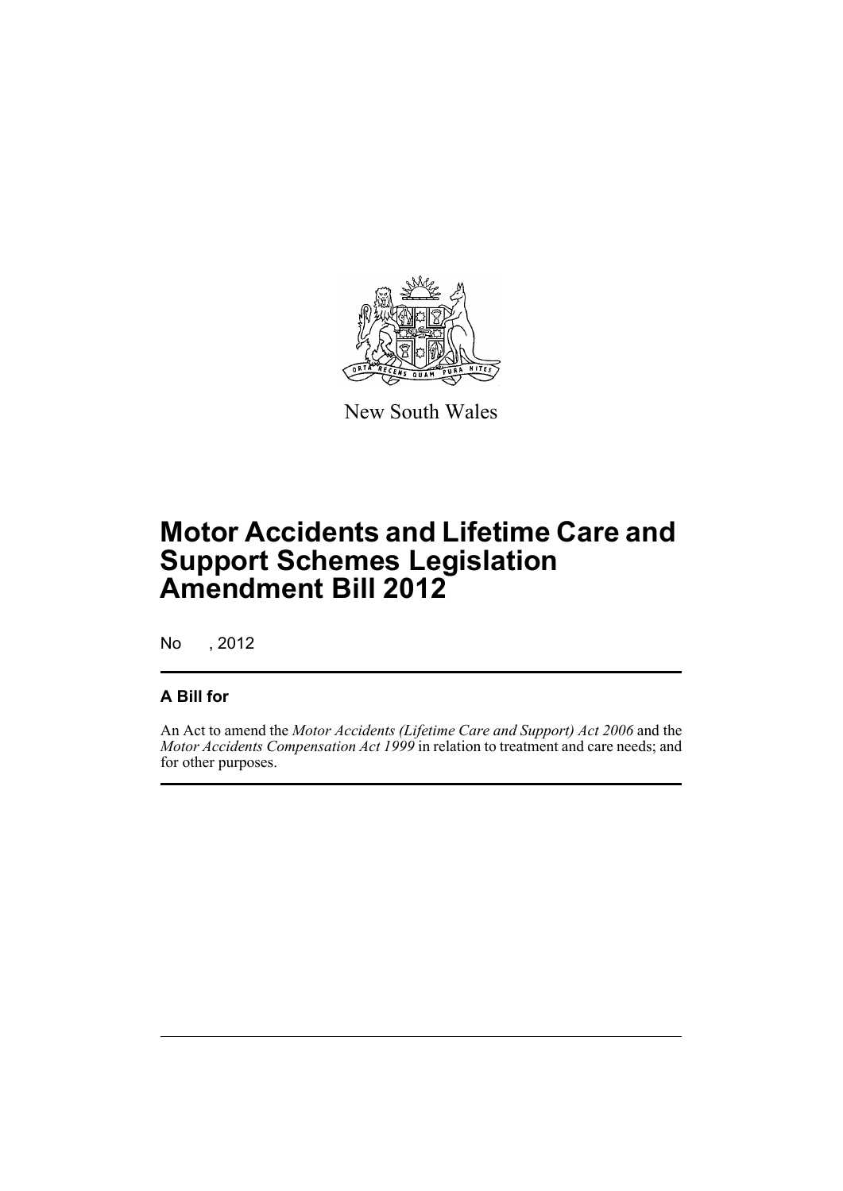New South Wales

# Motor Accidents and Lifetime Care and Support Schemes Legislation Amendment Bill 2012

No , 2012

## A Bill for

An Act to amend the *Motor Accidents (Lifetime Care and Support) Act 2006* and the *Motor Accidents Compensation Act 1999* in relation to treatment and care needs; and for other purposes.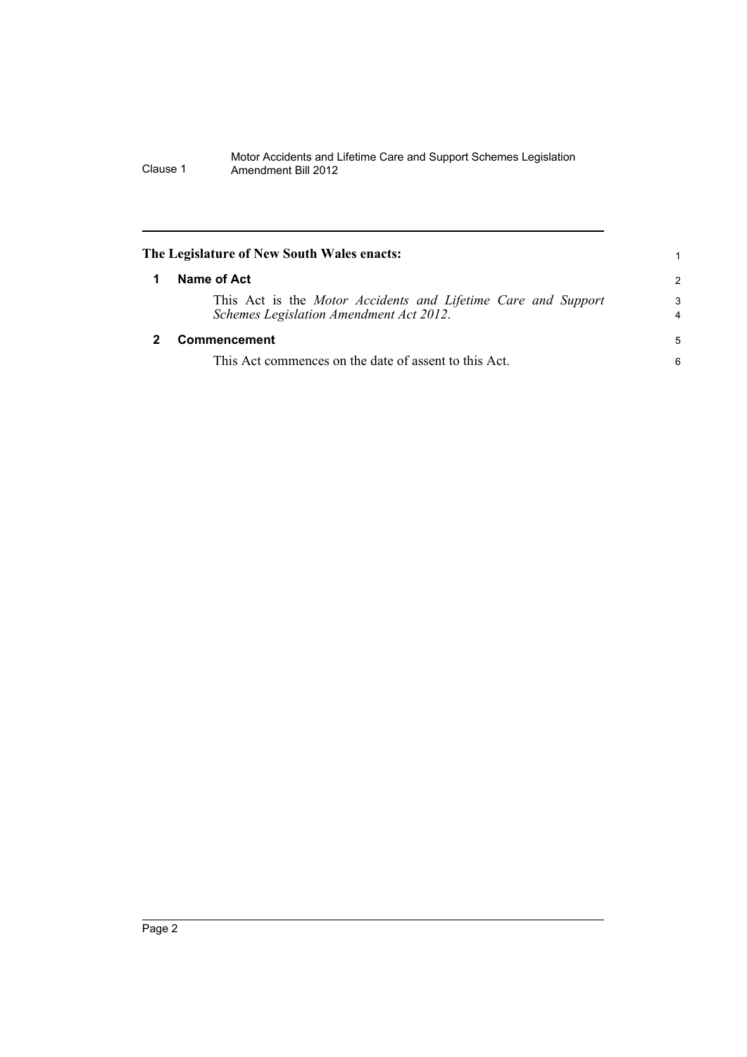**The Legislature of New South Wales enacts:**

## 1 Name of Act

This Act is the *Motor Accidents and Lifetime Care and Support Schemes Legislation Amendment Act 2012*.

## 2 Commencement

This Act commences on the date of assent to this Act.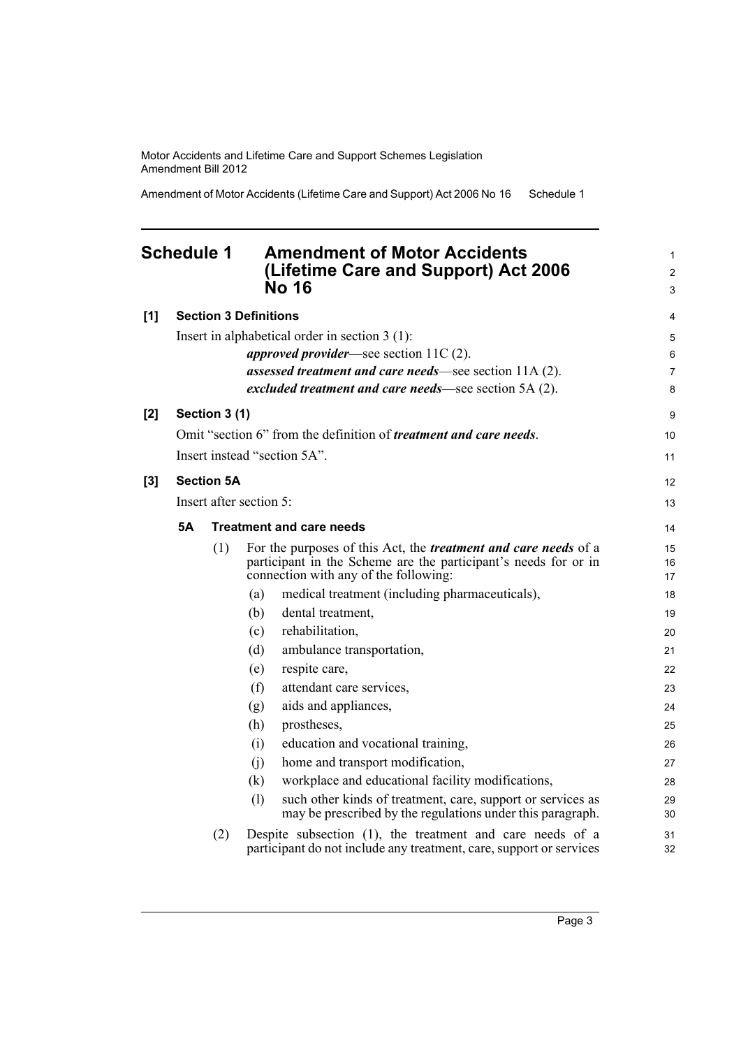## Schedule 1 Amendment of Motor Accidents (Lifetime Care and Support) Act 2006 No 16

**[1] Section 3 Definitions**

Insert in alphabetical order in section 3 (1):

***approved provider***—see section 11C (2).

***assessed treatment and care needs***—see section 11A (2).

***excluded treatment and care needs***—see section 5A (2).

**[2] Section 3 (1)**

Omit "section 6" from the definition of ***treatment and care needs***.

Insert instead "section 5A".

**[3] Section 5A**

Insert after section 5:

**5A Treatment and care needs**

(1) For the purposes of this Act, the ***treatment and care needs*** of a participant in the Scheme are the participant's needs for or in connection with any of the following:

(a) medical treatment (including pharmaceuticals),

(b) dental treatment,

(c) rehabilitation,

(d) ambulance transportation,

(e) respite care,

(f) attendant care services,

(g) aids and appliances,

(h) prostheses,

(i) education and vocational training,

(j) home and transport modification,

(k) workplace and educational facility modifications,

(l) such other kinds of treatment, care, support or services as may be prescribed by the regulations under this paragraph.

(2) Despite subsection (1), the treatment and care needs of a participant do not include any treatment, care, support or services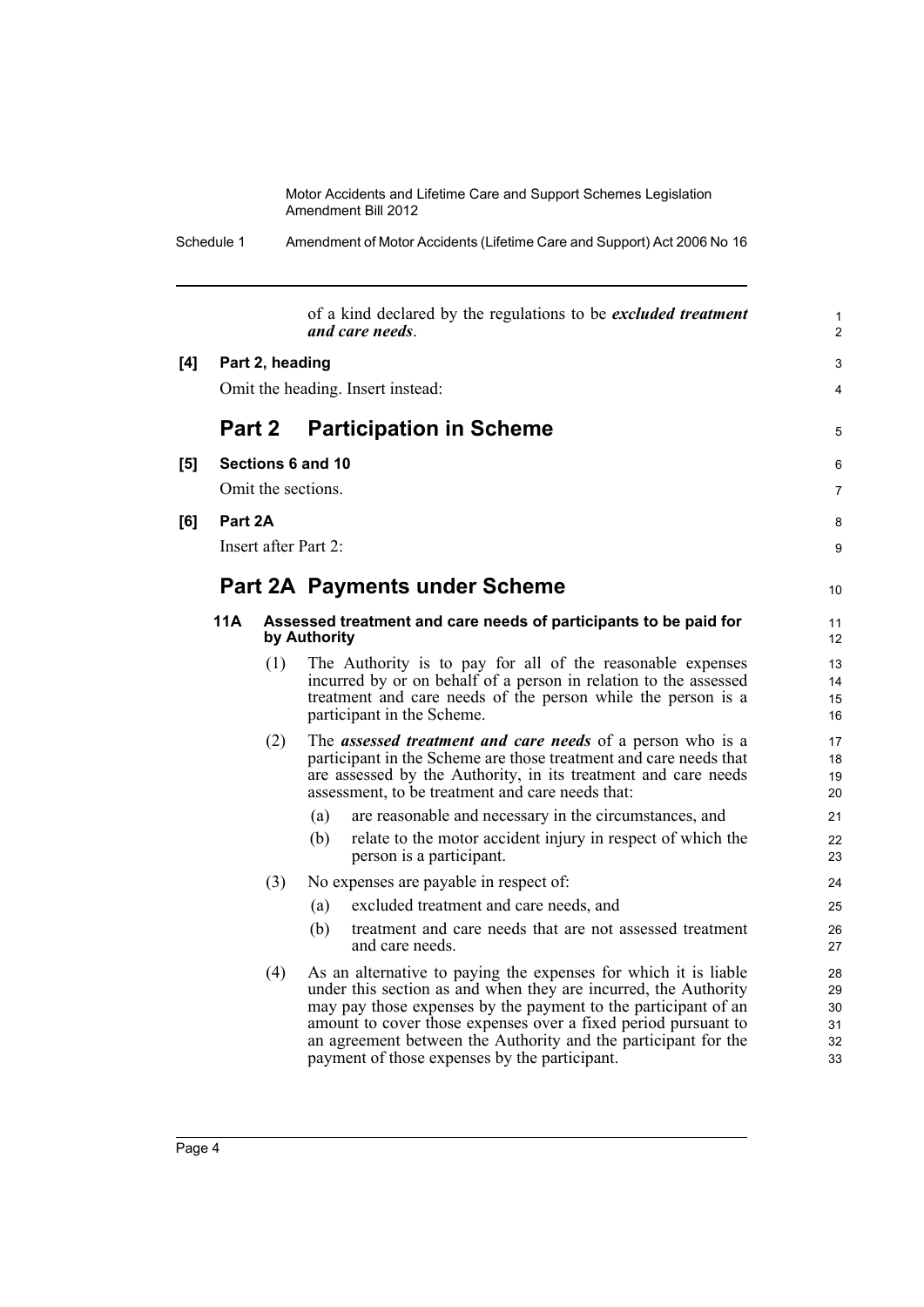of a kind declared by the regulations to be ***excluded treatment and care needs***.

**[4] Part 2, heading**

Omit the heading. Insert instead:

## Part 2 Participation in Scheme

**[5] Sections 6 and 10**

Omit the sections.

**[6] Part 2A**

Insert after Part 2:

## Part 2A Payments under Scheme

### 11A Assessed treatment and care needs of participants to be paid for by Authority

(1) The Authority is to pay for all of the reasonable expenses incurred by or on behalf of a person in relation to the assessed treatment and care needs of the person while the person is a participant in the Scheme.

(2) The ***assessed treatment and care needs*** of a person who is a participant in the Scheme are those treatment and care needs that are assessed by the Authority, in its treatment and care needs assessment, to be treatment and care needs that:

- (a) are reasonable and necessary in the circumstances, and
- (b) relate to the motor accident injury in respect of which the person is a participant.

(3) No expenses are payable in respect of:

- (a) excluded treatment and care needs, and
- (b) treatment and care needs that are not assessed treatment and care needs.

(4) As an alternative to paying the expenses for which it is liable under this section as and when they are incurred, the Authority may pay those expenses by the payment to the participant of an amount to cover those expenses over a fixed period pursuant to an agreement between the Authority and the participant for the payment of those expenses by the participant.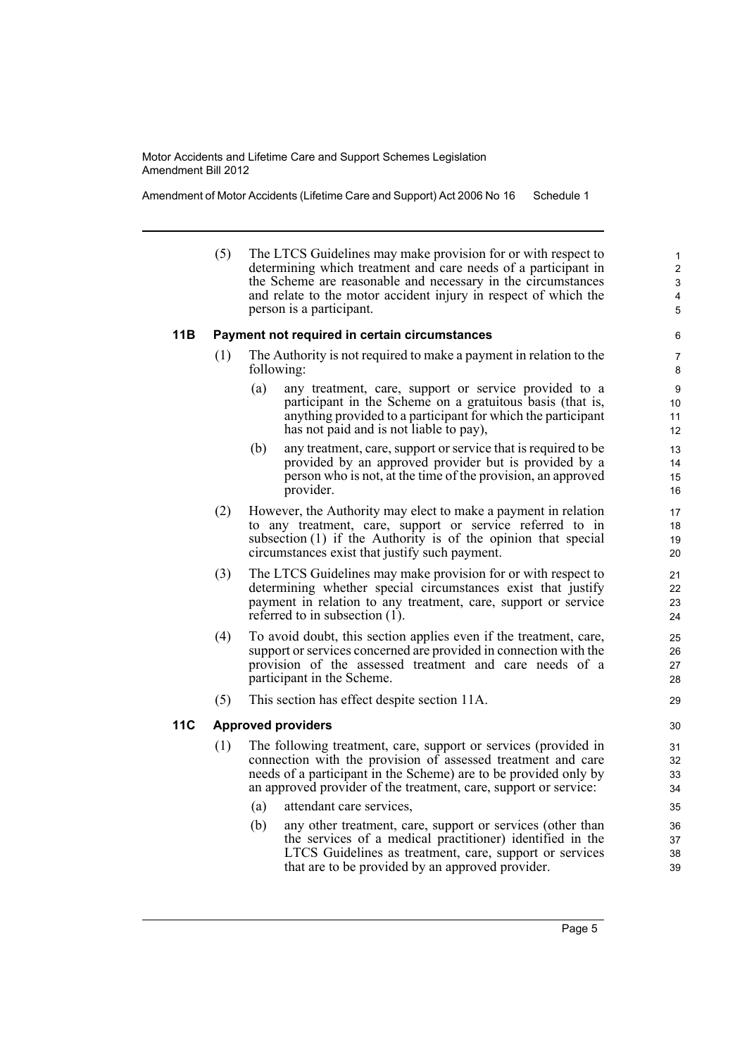(5) The LTCS Guidelines may make provision for or with respect to determining which treatment and care needs of a participant in the Scheme are reasonable and necessary in the circumstances and relate to the motor accident injury in respect of which the person is a participant.

### 11B Payment not required in certain circumstances

(1) The Authority is not required to make a payment in relation to the following:

(a) any treatment, care, support or service provided to a participant in the Scheme on a gratuitous basis (that is, anything provided to a participant for which the participant has not paid and is not liable to pay),

(b) any treatment, care, support or service that is required to be provided by an approved provider but is provided by a person who is not, at the time of the provision, an approved provider.

(2) However, the Authority may elect to make a payment in relation to any treatment, care, support or service referred to in subsection (1) if the Authority is of the opinion that special circumstances exist that justify such payment.

(3) The LTCS Guidelines may make provision for or with respect to determining whether special circumstances exist that justify payment in relation to any treatment, care, support or service referred to in subsection (1).

(4) To avoid doubt, this section applies even if the treatment, care, support or services concerned are provided in connection with the provision of the assessed treatment and care needs of a participant in the Scheme.

(5) This section has effect despite section 11A.

### 11C Approved providers

(1) The following treatment, care, support or services (provided in connection with the provision of assessed treatment and care needs of a participant in the Scheme) are to be provided only by an approved provider of the treatment, care, support or service:

(a) attendant care services,

(b) any other treatment, care, support or services (other than the services of a medical practitioner) identified in the LTCS Guidelines as treatment, care, support or services that are to be provided by an approved provider.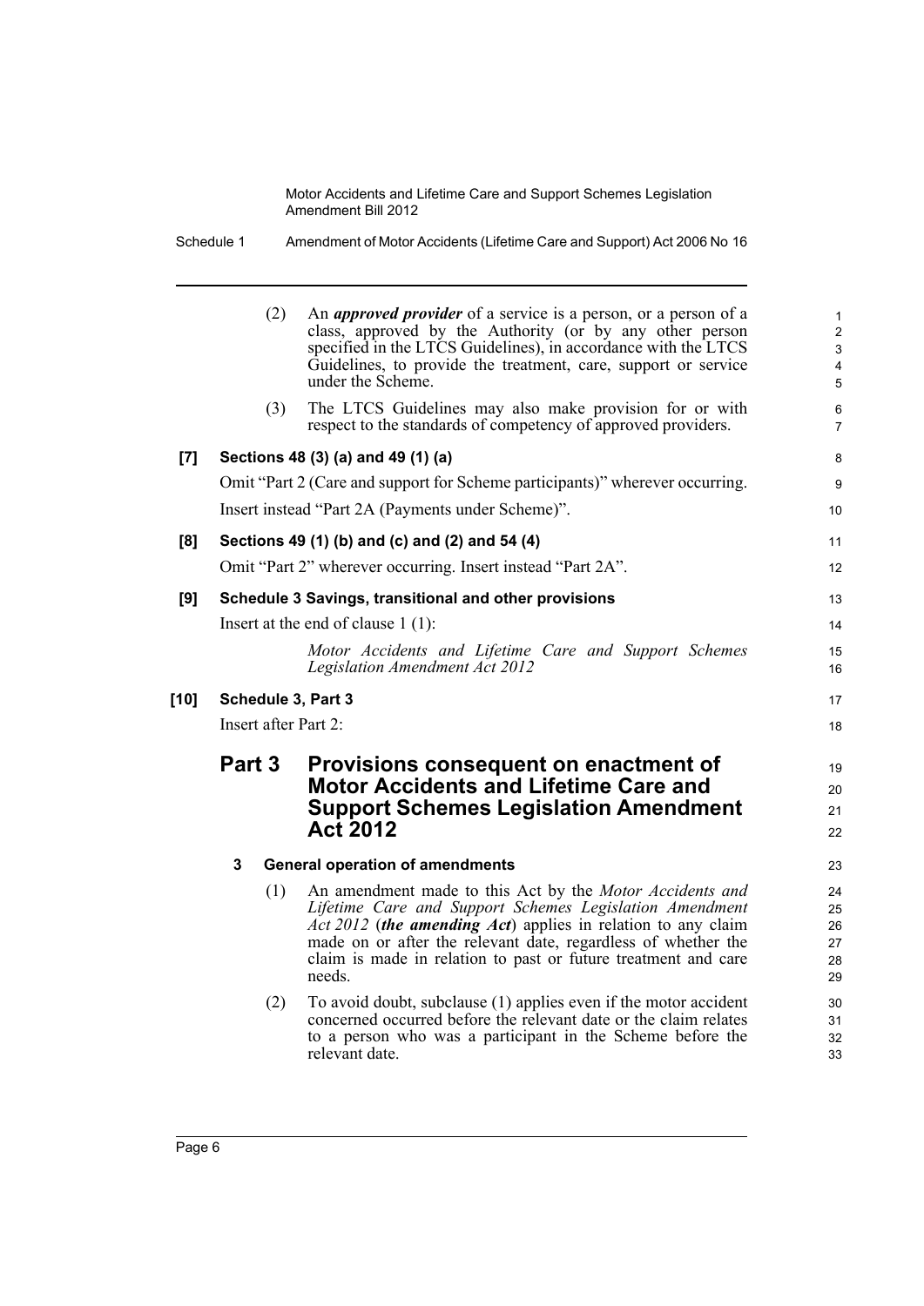(2) An ***approved provider*** of a service is a person, or a person of a class, approved by the Authority (or by any other person specified in the LTCS Guidelines), in accordance with the LTCS Guidelines, to provide the treatment, care, support or service under the Scheme.

(3) The LTCS Guidelines may also make provision for or with respect to the standards of competency of approved providers.

**[7] Sections 48 (3) (a) and 49 (1) (a)**

Omit "Part 2 (Care and support for Scheme participants)" wherever occurring.

Insert instead "Part 2A (Payments under Scheme)".

**[8] Sections 49 (1) (b) and (c) and (2) and 54 (4)**

Omit "Part 2" wherever occurring. Insert instead "Part 2A".

**[9] Schedule 3 Savings, transitional and other provisions**

Insert at the end of clause 1 (1):

*Motor Accidents and Lifetime Care and Support Schemes Legislation Amendment Act 2012*

**[10] Schedule 3, Part 3**

Insert after Part 2:

## Part 3 Provisions consequent on enactment of Motor Accidents and Lifetime Care and Support Schemes Legislation Amendment Act 2012

### 3 General operation of amendments

(1) An amendment made to this Act by the *Motor Accidents and Lifetime Care and Support Schemes Legislation Amendment Act 2012* (***the amending Act***) applies in relation to any claim made on or after the relevant date, regardless of whether the claim is made in relation to past or future treatment and care needs.

(2) To avoid doubt, subclause (1) applies even if the motor accident concerned occurred before the relevant date or the claim relates to a person who was a participant in the Scheme before the relevant date.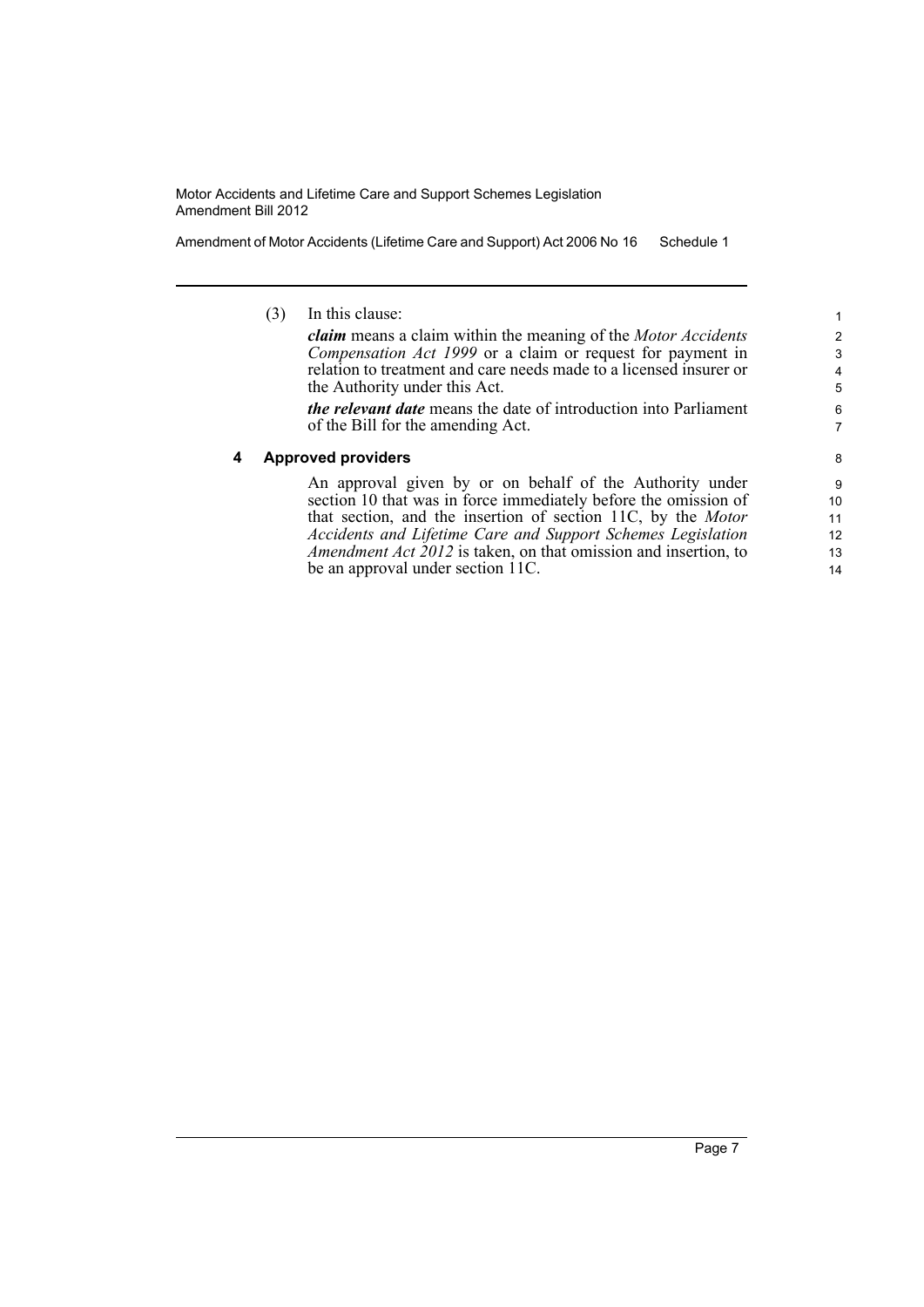(3) In this clause:

***claim*** means a claim within the meaning of the *Motor Accidents Compensation Act 1999* or a claim or request for payment in relation to treatment and care needs made to a licensed insurer or the Authority under this Act.

***the relevant date*** means the date of introduction into Parliament of the Bill for the amending Act.

### 4 Approved providers

An approval given by or on behalf of the Authority under section 10 that was in force immediately before the omission of that section, and the insertion of section 11C, by the *Motor Accidents and Lifetime Care and Support Schemes Legislation Amendment Act 2012* is taken, on that omission and insertion, to be an approval under section 11C.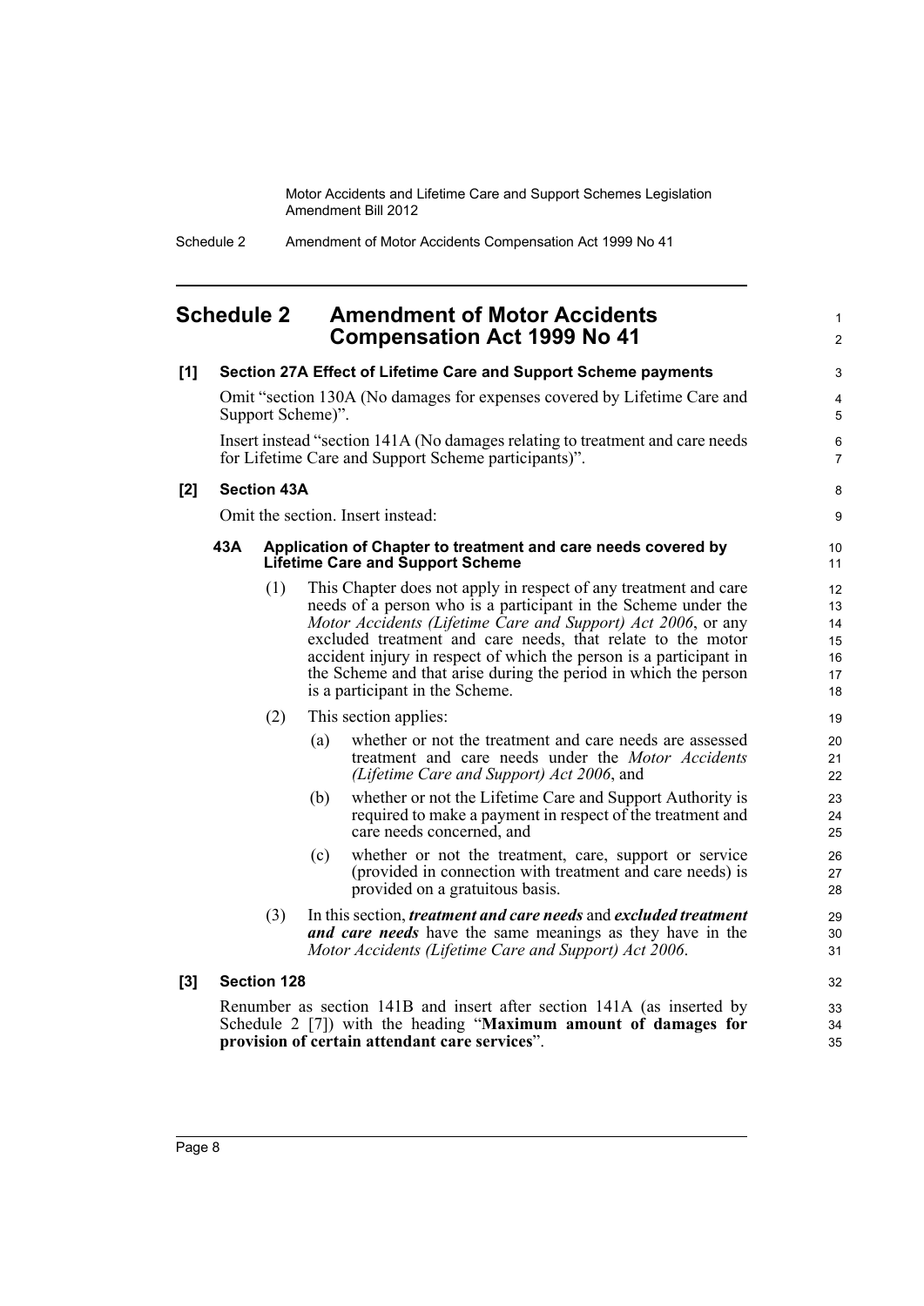## Schedule 2 Amendment of Motor Accidents Compensation Act 1999 No 41

**[1] Section 27A Effect of Lifetime Care and Support Scheme payments**

Omit "section 130A (No damages for expenses covered by Lifetime Care and Support Scheme)".

Insert instead "section 141A (No damages relating to treatment and care needs for Lifetime Care and Support Scheme participants)".

**[2] Section 43A**

Omit the section. Insert instead:

**43A Application of Chapter to treatment and care needs covered by Lifetime Care and Support Scheme**

(1) This Chapter does not apply in respect of any treatment and care needs of a person who is a participant in the Scheme under the *Motor Accidents (Lifetime Care and Support) Act 2006*, or any excluded treatment and care needs, that relate to the motor accident injury in respect of which the person is a participant in the Scheme and that arise during the period in which the person is a participant in the Scheme.

(2) This section applies:

(a) whether or not the treatment and care needs are assessed treatment and care needs under the *Motor Accidents (Lifetime Care and Support) Act 2006*, and

(b) whether or not the Lifetime Care and Support Authority is required to make a payment in respect of the treatment and care needs concerned, and

(c) whether or not the treatment, care, support or service (provided in connection with treatment and care needs) is provided on a gratuitous basis.

(3) In this section, ***treatment and care needs*** and ***excluded treatment and care needs*** have the same meanings as they have in the *Motor Accidents (Lifetime Care and Support) Act 2006*.

**[3] Section 128**

Renumber as section 141B and insert after section 141A (as inserted by Schedule 2 [7]) with the heading "**Maximum amount of damages for provision of certain attendant care services**".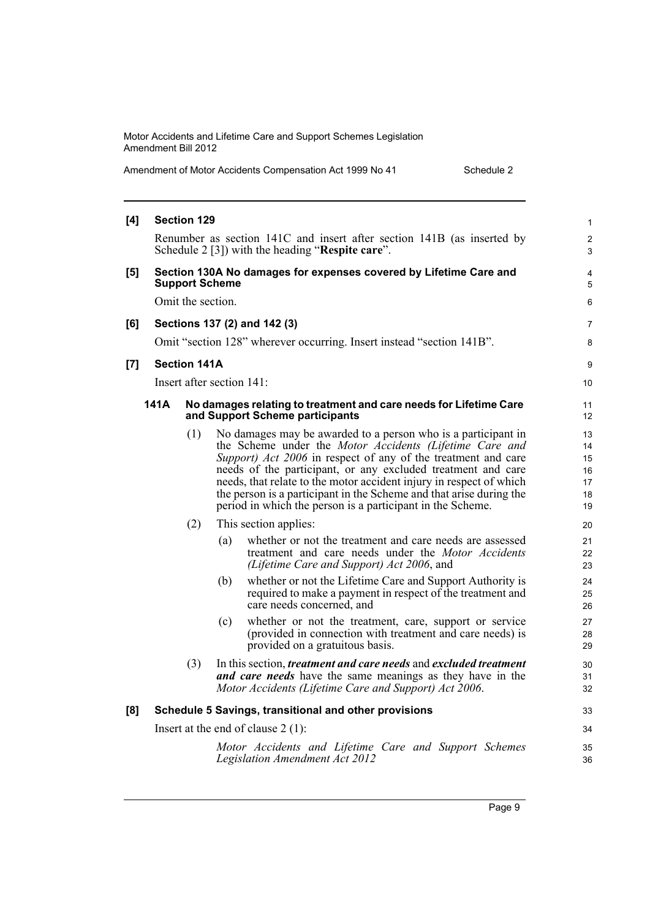**[4] Section 129**

Renumber as section 141C and insert after section 141B (as inserted by Schedule 2 [3]) with the heading "**Respite care**".

**[5] Section 130A No damages for expenses covered by Lifetime Care and Support Scheme**

Omit the section.

**[6] Sections 137 (2) and 142 (3)**

Omit "section 128" wherever occurring. Insert instead "section 141B".

**[7] Section 141A**

Insert after section 141:

**141A No damages relating to treatment and care needs for Lifetime Care and Support Scheme participants**

(1) No damages may be awarded to a person who is a participant in the Scheme under the *Motor Accidents (Lifetime Care and Support) Act 2006* in respect of any of the treatment and care needs of the participant, or any excluded treatment and care needs, that relate to the motor accident injury in respect of which the person is a participant in the Scheme and that arise during the period in which the person is a participant in the Scheme.

(2) This section applies:

(a) whether or not the treatment and care needs are assessed treatment and care needs under the *Motor Accidents (Lifetime Care and Support) Act 2006*, and

(b) whether or not the Lifetime Care and Support Authority is required to make a payment in respect of the treatment and care needs concerned, and

(c) whether or not the treatment, care, support or service (provided in connection with treatment and care needs) is provided on a gratuitous basis.

(3) In this section, ***treatment and care needs*** and ***excluded treatment and care needs*** have the same meanings as they have in the *Motor Accidents (Lifetime Care and Support) Act 2006*.

**[8] Schedule 5 Savings, transitional and other provisions**

Insert at the end of clause 2 (1):

*Motor Accidents and Lifetime Care and Support Schemes Legislation Amendment Act 2012*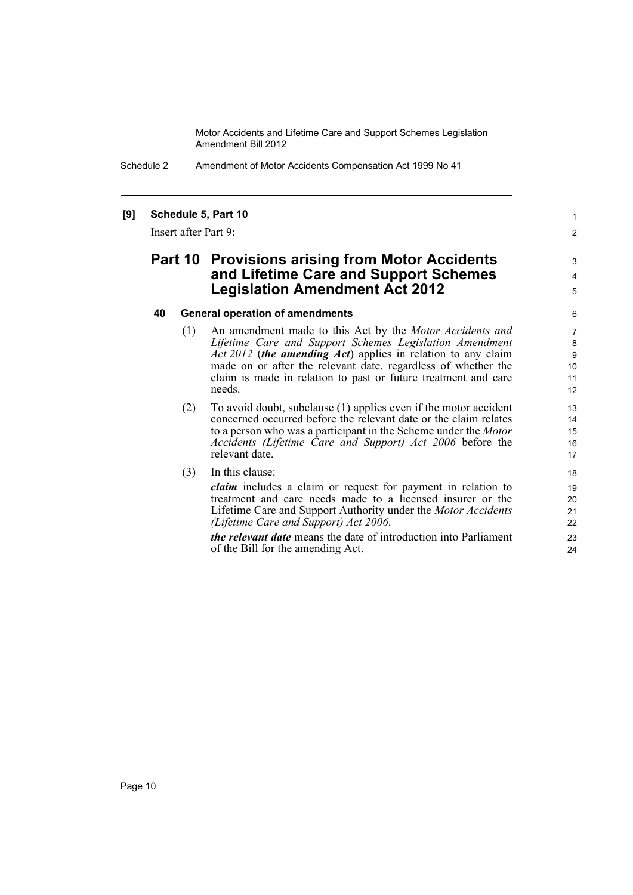**[9] Schedule 5, Part 10**

Insert after Part 9:

## Part 10 Provisions arising from Motor Accidents and Lifetime Care and Support Schemes Legislation Amendment Act 2012

### 40 General operation of amendments

(1) An amendment made to this Act by the *Motor Accidents and Lifetime Care and Support Schemes Legislation Amendment Act 2012* (***the amending Act***) applies in relation to any claim made on or after the relevant date, regardless of whether the claim is made in relation to past or future treatment and care needs.

(2) To avoid doubt, subclause (1) applies even if the motor accident concerned occurred before the relevant date or the claim relates to a person who was a participant in the Scheme under the *Motor Accidents (Lifetime Care and Support) Act 2006* before the relevant date.

(3) In this clause:

***claim*** includes a claim or request for payment in relation to treatment and care needs made to a licensed insurer or the Lifetime Care and Support Authority under the *Motor Accidents (Lifetime Care and Support) Act 2006*.

***the relevant date*** means the date of introduction into Parliament of the Bill for the amending Act.